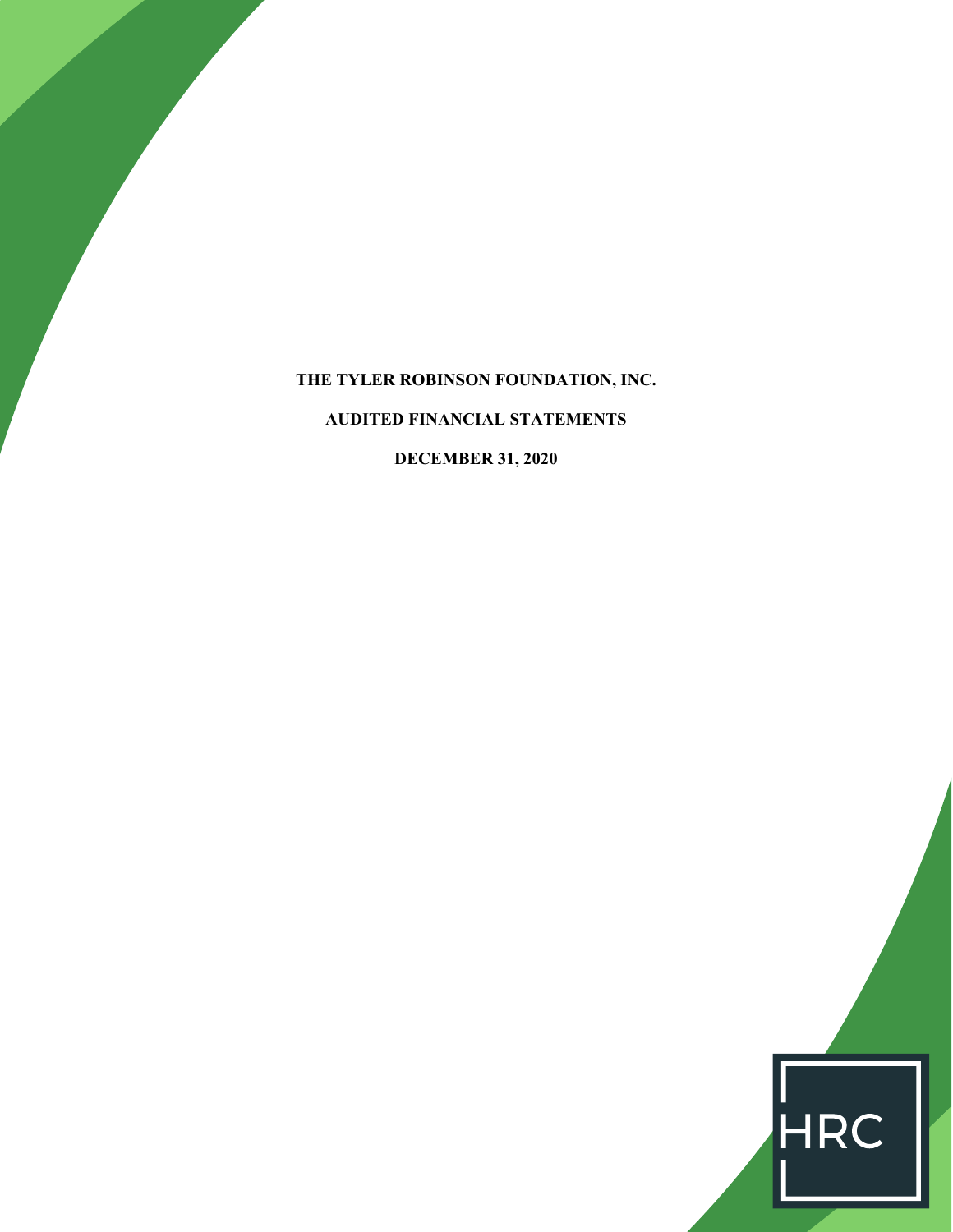**THE TYLER ROBINSON FOUNDATION, INC.**

**AUDITED FINANCIAL STATEMENTS**

**DECEMBER 31, 2020**

HRC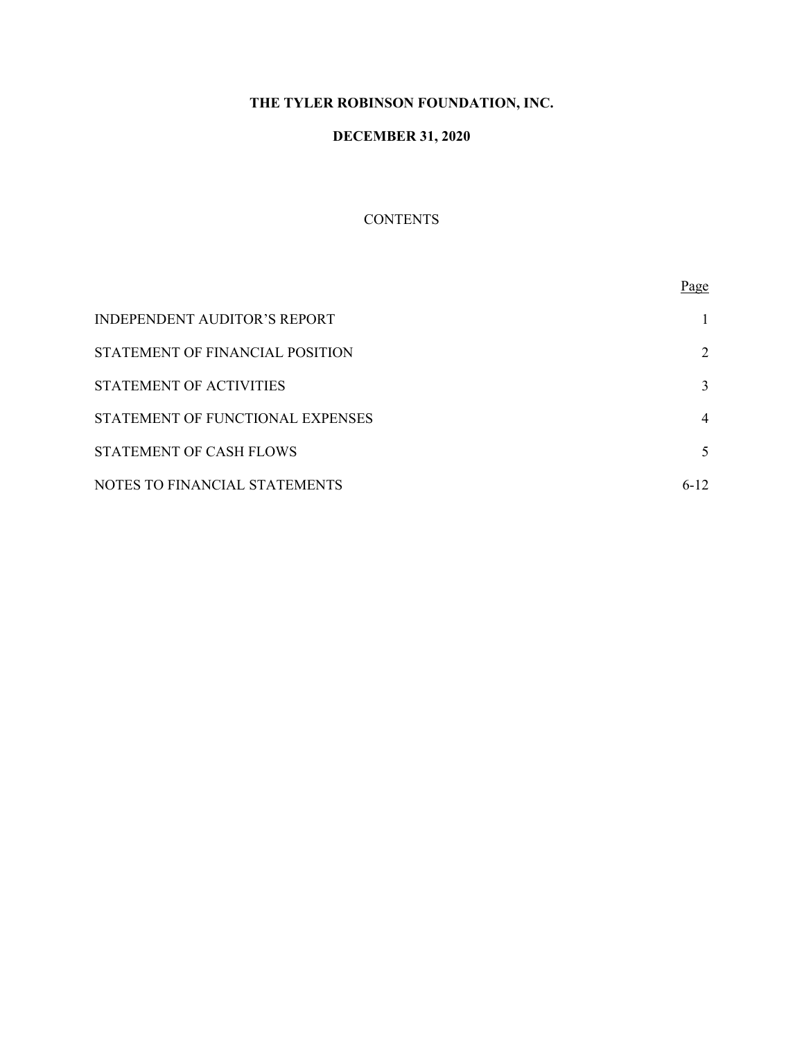# THE TYLER ROBINSON FOUNDATION, INC.

## DECEMBER 31, 2020

CONTENTS

| | Page |
|---|---|
| INDEPENDENT AUDITOR'S REPORT | 1 |
| STATEMENT OF FINANCIAL POSITION | 2 |
| STATEMENT OF ACTIVITIES | 3 |
| STATEMENT OF FUNCTIONAL EXPENSES | 4 |
| STATEMENT OF CASH FLOWS | 5 |
| NOTES TO FINANCIAL STATEMENTS | 6-12 |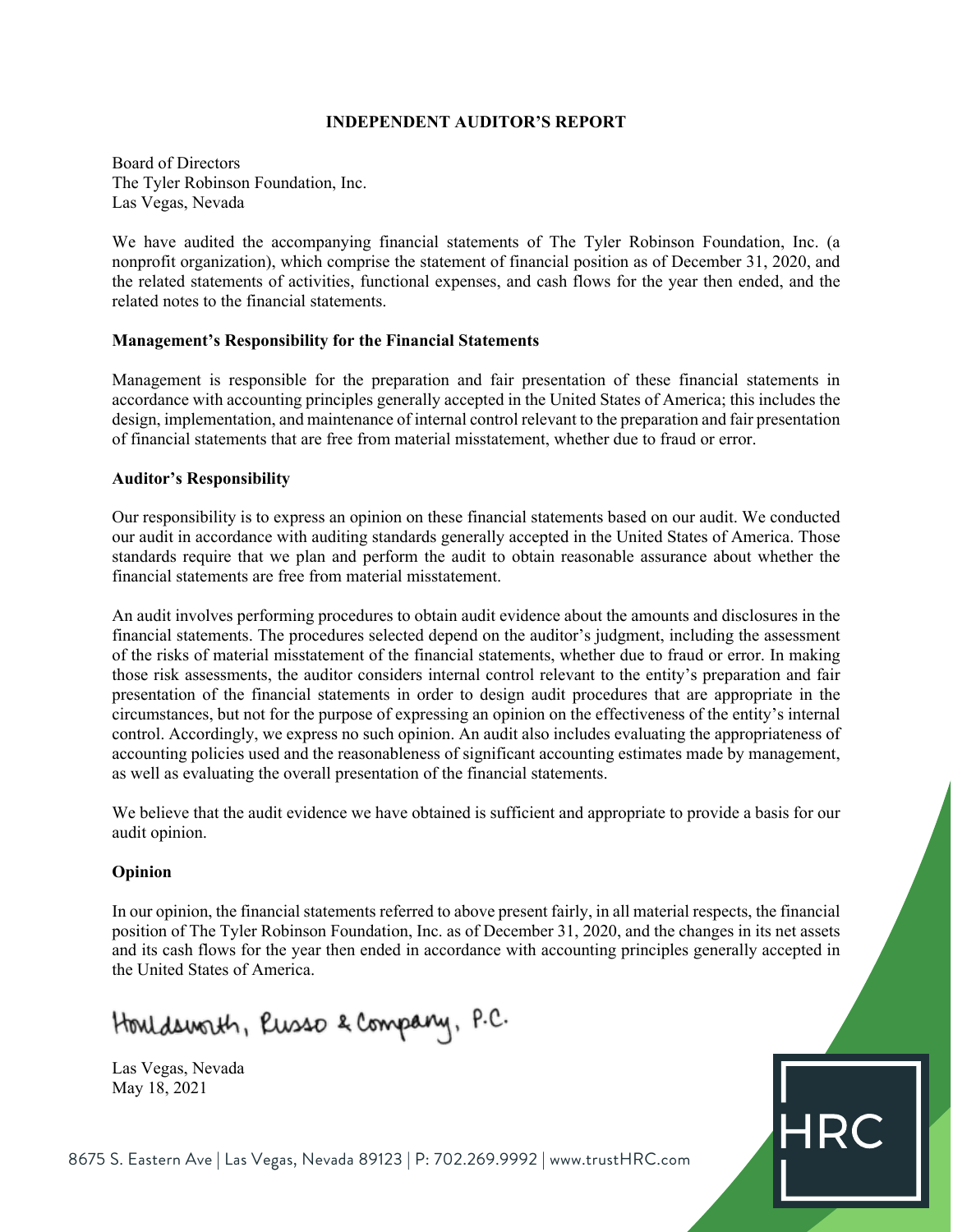# INDEPENDENT AUDITOR'S REPORT

Board of Directors
The Tyler Robinson Foundation, Inc.
Las Vegas, Nevada

We have audited the accompanying financial statements of The Tyler Robinson Foundation, Inc. (a nonprofit organization), which comprise the statement of financial position as of December 31, 2020, and the related statements of activities, functional expenses, and cash flows for the year then ended, and the related notes to the financial statements.

**Management's Responsibility for the Financial Statements**

Management is responsible for the preparation and fair presentation of these financial statements in accordance with accounting principles generally accepted in the United States of America; this includes the design, implementation, and maintenance of internal control relevant to the preparation and fair presentation of financial statements that are free from material misstatement, whether due to fraud or error.

**Auditor's Responsibility**

Our responsibility is to express an opinion on these financial statements based on our audit. We conducted our audit in accordance with auditing standards generally accepted in the United States of America. Those standards require that we plan and perform the audit to obtain reasonable assurance about whether the financial statements are free from material misstatement.

An audit involves performing procedures to obtain audit evidence about the amounts and disclosures in the financial statements. The procedures selected depend on the auditor's judgment, including the assessment of the risks of material misstatement of the financial statements, whether due to fraud or error. In making those risk assessments, the auditor considers internal control relevant to the entity's preparation and fair presentation of the financial statements in order to design audit procedures that are appropriate in the circumstances, but not for the purpose of expressing an opinion on the effectiveness of the entity's internal control. Accordingly, we express no such opinion. An audit also includes evaluating the appropriateness of accounting policies used and the reasonableness of significant accounting estimates made by management, as well as evaluating the overall presentation of the financial statements.

We believe that the audit evidence we have obtained is sufficient and appropriate to provide a basis for our audit opinion.

**Opinion**

In our opinion, the financial statements referred to above present fairly, in all material respects, the financial position of The Tyler Robinson Foundation, Inc. as of December 31, 2020, and the changes in its net assets and its cash flows for the year then ended in accordance with accounting principles generally accepted in the United States of America.

Houldsworth, Russo & Company, P.C.

Las Vegas, Nevada
May 18, 2021

8675 S. Eastern Ave | Las Vegas, Nevada 89123 | P: 702.269.9992 | www.trustHRC.com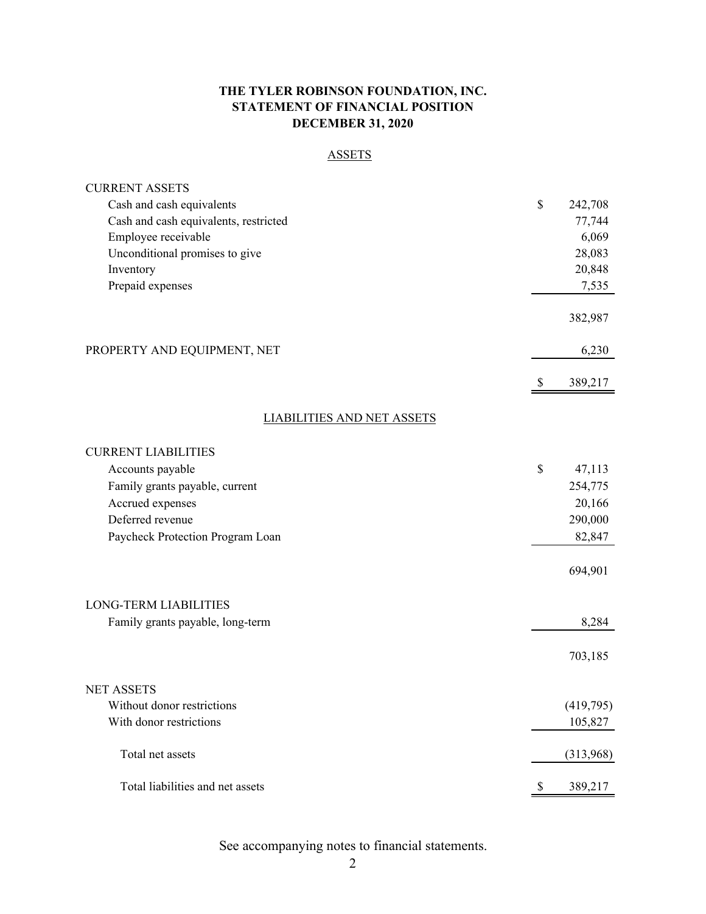# THE TYLER ROBINSON FOUNDATION, INC.
## STATEMENT OF FINANCIAL POSITION
## DECEMBER 31, 2020

### ASSETS

| | |
|---|---|
| CURRENT ASSETS | |
| Cash and cash equivalents | $ 242,708 |
| Cash and cash equivalents, restricted | 77,744 |
| Employee receivable | 6,069 |
| Unconditional promises to give | 28,083 |
| Inventory | 20,848 |
| Prepaid expenses | 7,535 |
| | 382,987 |
| PROPERTY AND EQUIPMENT, NET | 6,230 |
| | $ 389,217 |

### LIABILITIES AND NET ASSETS

| | |
|---|---|
| CURRENT LIABILITIES | |
| Accounts payable | $ 47,113 |
| Family grants payable, current | 254,775 |
| Accrued expenses | 20,166 |
| Deferred revenue | 290,000 |
| Paycheck Protection Program Loan | 82,847 |
| | 694,901 |
| LONG-TERM LIABILITIES | |
| Family grants payable, long-term | 8,284 |
| | 703,185 |
| NET ASSETS | |
| Without donor restrictions | (419,795) |
| With donor restrictions | 105,827 |
| Total net assets | (313,968) |
| Total liabilities and net assets | $ 389,217 |

See accompanying notes to financial statements.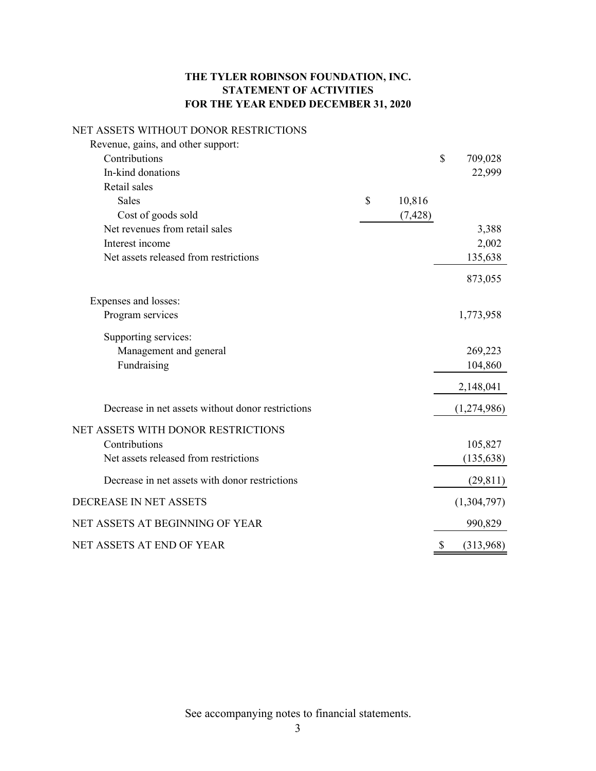**THE TYLER ROBINSON FOUNDATION, INC.**
**STATEMENT OF ACTIVITIES**
**FOR THE YEAR ENDED DECEMBER 31, 2020**

| | | |
|---|---|---|
| NET ASSETS WITHOUT DONOR RESTRICTIONS | | |
| Revenue, gains, and other support: | | |
| Contributions | | $ 709,028 |
| In-kind donations | | 22,999 |
| Retail sales | | |
| Sales | $ 10,816 | |
| Cost of goods sold | (7,428) | |
| Net revenues from retail sales | | 3,388 |
| Interest income | | 2,002 |
| Net assets released from restrictions | | 135,638 |
| | | 873,055 |
| Expenses and losses: | | |
| Program services | | 1,773,958 |
| Supporting services: | | |
| Management and general | | 269,223 |
| Fundraising | | 104,860 |
| | | 2,148,041 |
| Decrease in net assets without donor restrictions | | (1,274,986) |
| NET ASSETS WITH DONOR RESTRICTIONS | | |
| Contributions | | 105,827 |
| Net assets released from restrictions | | (135,638) |
| Decrease in net assets with donor restrictions | | (29,811) |
| DECREASE IN NET ASSETS | | (1,304,797) |
| NET ASSETS AT BEGINNING OF YEAR | | 990,829 |
| NET ASSETS AT END OF YEAR | | $ (313,968) |

See accompanying notes to financial statements.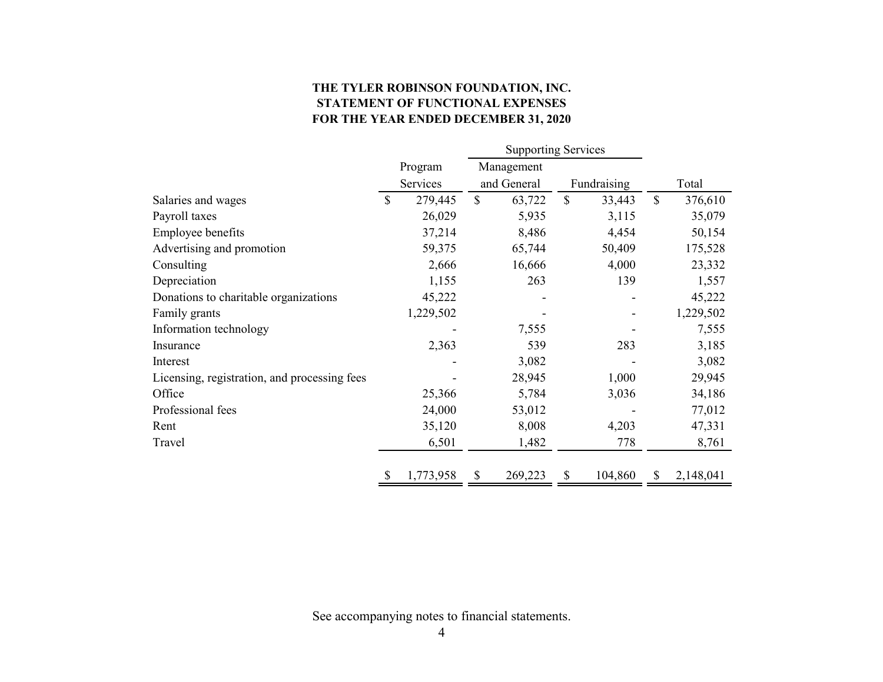# THE TYLER ROBINSON FOUNDATION, INC.
## STATEMENT OF FUNCTIONAL EXPENSES
## FOR THE YEAR ENDED DECEMBER 31, 2020

| | Program Services | Supporting Services | | Total |
|---|---|---|---|---|
| | | Management and General | Fundraising | |
| Salaries and wages | $ 279,445 | $ 63,722 | $ 33,443 | $ 376,610 |
| Payroll taxes | 26,029 | 5,935 | 3,115 | 35,079 |
| Employee benefits | 37,214 | 8,486 | 4,454 | 50,154 |
| Advertising and promotion | 59,375 | 65,744 | 50,409 | 175,528 |
| Consulting | 2,666 | 16,666 | 4,000 | 23,332 |
| Depreciation | 1,155 | 263 | 139 | 1,557 |
| Donations to charitable organizations | 45,222 | - | - | 45,222 |
| Family grants | 1,229,502 | - | - | 1,229,502 |
| Information technology | - | 7,555 | - | 7,555 |
| Insurance | 2,363 | 539 | 283 | 3,185 |
| Interest | - | 3,082 | - | 3,082 |
| Licensing, registration, and processing fees | - | 28,945 | 1,000 | 29,945 |
| Office | 25,366 | 5,784 | 3,036 | 34,186 |
| Professional fees | 24,000 | 53,012 | - | 77,012 |
| Rent | 35,120 | 8,008 | 4,203 | 47,331 |
| Travel | 6,501 | 1,482 | 778 | 8,761 |
| | $ 1,773,958 | $ 269,223 | $ 104,860 | $ 2,148,041 |

See accompanying notes to financial statements.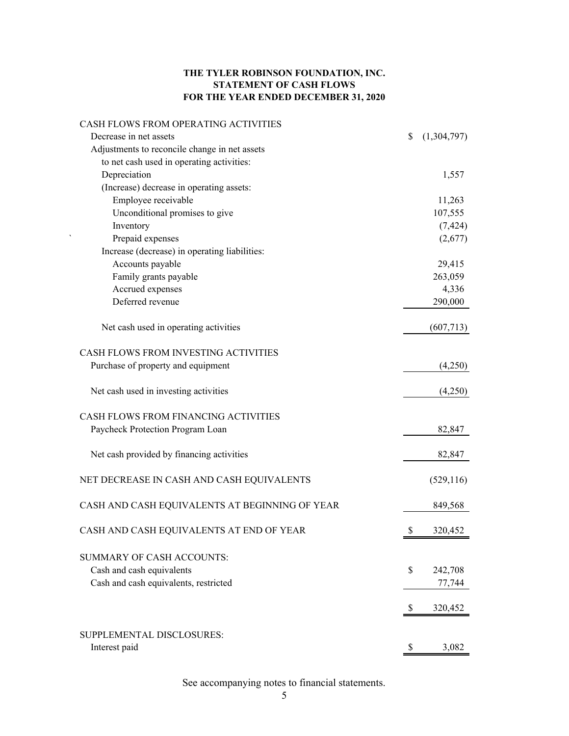**THE TYLER ROBINSON FOUNDATION, INC.**
**STATEMENT OF CASH FLOWS**
**FOR THE YEAR ENDED DECEMBER 31, 2020**

| | |
|---|---|
| CASH FLOWS FROM OPERATING ACTIVITIES | |
| Decrease in net assets | $ (1,304,797) |
| Adjustments to reconcile change in net assets to net cash used in operating activities: | |
| Depreciation | 1,557 |
| (Increase) decrease in operating assets: | |
| Employee receivable | 11,263 |
| Unconditional promises to give | 107,555 |
| Inventory | (7,424) |
| Prepaid expenses | (2,677) |
| Increase (decrease) in operating liabilities: | |
| Accounts payable | 29,415 |
| Family grants payable | 263,059 |
| Accrued expenses | 4,336 |
| Deferred revenue | 290,000 |
| Net cash used in operating activities | (607,713) |
| CASH FLOWS FROM INVESTING ACTIVITIES | |
| Purchase of property and equipment | (4,250) |
| Net cash used in investing activities | (4,250) |
| CASH FLOWS FROM FINANCING ACTIVITIES | |
| Paycheck Protection Program Loan | 82,847 |
| Net cash provided by financing activities | 82,847 |
| NET DECREASE IN CASH AND CASH EQUIVALENTS | (529,116) |
| CASH AND CASH EQUIVALENTS AT BEGINNING OF YEAR | 849,568 |
| CASH AND CASH EQUIVALENTS AT END OF YEAR | $ 320,452 |
| SUMMARY OF CASH ACCOUNTS: | |
| Cash and cash equivalents | $ 242,708 |
| Cash and cash equivalents, restricted | 77,744 |
| | $ 320,452 |
| SUPPLEMENTAL DISCLOSURES: | |
| Interest paid | $ 3,082 |

See accompanying notes to financial statements.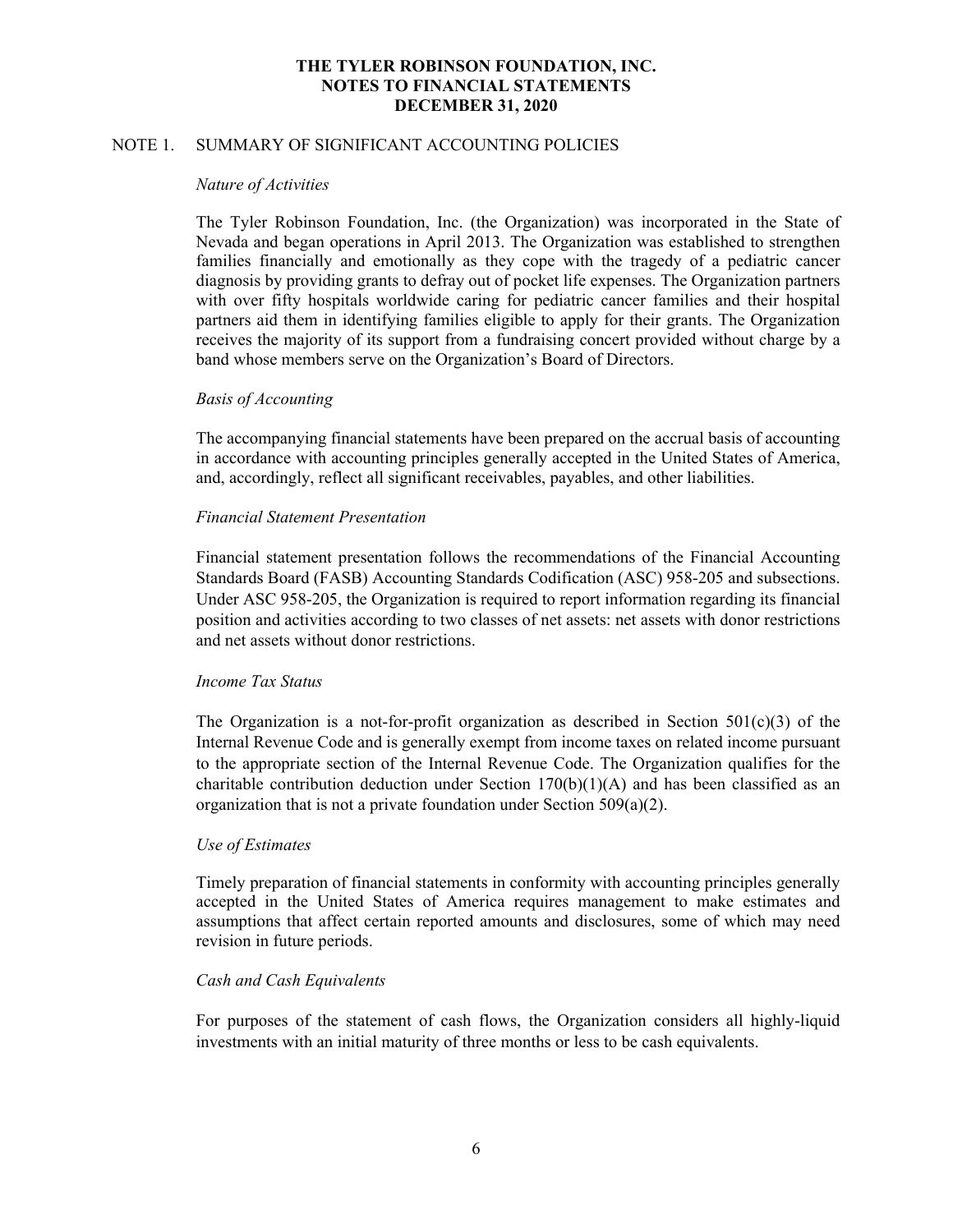# THE TYLER ROBINSON FOUNDATION, INC.
## NOTES TO FINANCIAL STATEMENTS
## DECEMBER 31, 2020

NOTE 1. SUMMARY OF SIGNIFICANT ACCOUNTING POLICIES

*Nature of Activities*

The Tyler Robinson Foundation, Inc. (the Organization) was incorporated in the State of Nevada and began operations in April 2013. The Organization was established to strengthen families financially and emotionally as they cope with the tragedy of a pediatric cancer diagnosis by providing grants to defray out of pocket life expenses. The Organization partners with over fifty hospitals worldwide caring for pediatric cancer families and their hospital partners aid them in identifying families eligible to apply for their grants. The Organization receives the majority of its support from a fundraising concert provided without charge by a band whose members serve on the Organization's Board of Directors.

*Basis of Accounting*

The accompanying financial statements have been prepared on the accrual basis of accounting in accordance with accounting principles generally accepted in the United States of America, and, accordingly, reflect all significant receivables, payables, and other liabilities.

*Financial Statement Presentation*

Financial statement presentation follows the recommendations of the Financial Accounting Standards Board (FASB) Accounting Standards Codification (ASC) 958-205 and subsections. Under ASC 958-205, the Organization is required to report information regarding its financial position and activities according to two classes of net assets: net assets with donor restrictions and net assets without donor restrictions.

*Income Tax Status*

The Organization is a not-for-profit organization as described in Section 501(c)(3) of the Internal Revenue Code and is generally exempt from income taxes on related income pursuant to the appropriate section of the Internal Revenue Code. The Organization qualifies for the charitable contribution deduction under Section 170(b)(1)(A) and has been classified as an organization that is not a private foundation under Section 509(a)(2).

*Use of Estimates*

Timely preparation of financial statements in conformity with accounting principles generally accepted in the United States of America requires management to make estimates and assumptions that affect certain reported amounts and disclosures, some of which may need revision in future periods.

*Cash and Cash Equivalents*

For purposes of the statement of cash flows, the Organization considers all highly-liquid investments with an initial maturity of three months or less to be cash equivalents.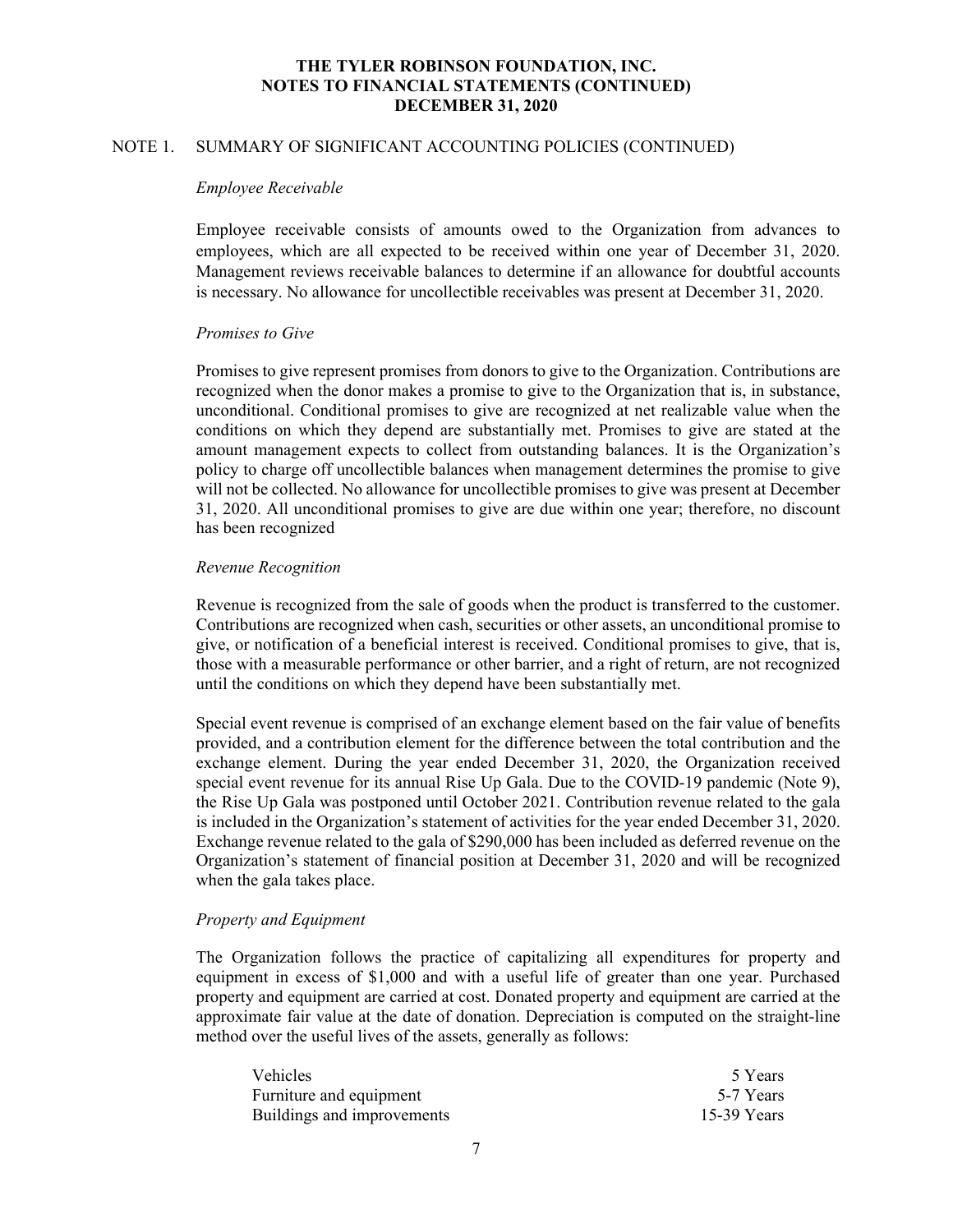# THE TYLER ROBINSON FOUNDATION, INC.
## NOTES TO FINANCIAL STATEMENTS (CONTINUED)
## DECEMBER 31, 2020

NOTE 1. SUMMARY OF SIGNIFICANT ACCOUNTING POLICIES (CONTINUED)

*Employee Receivable*

Employee receivable consists of amounts owed to the Organization from advances to employees, which are all expected to be received within one year of December 31, 2020. Management reviews receivable balances to determine if an allowance for doubtful accounts is necessary. No allowance for uncollectible receivables was present at December 31, 2020.

*Promises to Give*

Promises to give represent promises from donors to give to the Organization. Contributions are recognized when the donor makes a promise to give to the Organization that is, in substance, unconditional. Conditional promises to give are recognized at net realizable value when the conditions on which they depend are substantially met. Promises to give are stated at the amount management expects to collect from outstanding balances. It is the Organization's policy to charge off uncollectible balances when management determines the promise to give will not be collected. No allowance for uncollectible promises to give was present at December 31, 2020. All unconditional promises to give are due within one year; therefore, no discount has been recognized

*Revenue Recognition*

Revenue is recognized from the sale of goods when the product is transferred to the customer. Contributions are recognized when cash, securities or other assets, an unconditional promise to give, or notification of a beneficial interest is received. Conditional promises to give, that is, those with a measurable performance or other barrier, and a right of return, are not recognized until the conditions on which they depend have been substantially met.

Special event revenue is comprised of an exchange element based on the fair value of benefits provided, and a contribution element for the difference between the total contribution and the exchange element. During the year ended December 31, 2020, the Organization received special event revenue for its annual Rise Up Gala. Due to the COVID-19 pandemic (Note 9), the Rise Up Gala was postponed until October 2021. Contribution revenue related to the gala is included in the Organization's statement of activities for the year ended December 31, 2020. Exchange revenue related to the gala of $290,000 has been included as deferred revenue on the Organization's statement of financial position at December 31, 2020 and will be recognized when the gala takes place.

*Property and Equipment*

The Organization follows the practice of capitalizing all expenditures for property and equipment in excess of $1,000 and with a useful life of greater than one year. Purchased property and equipment are carried at cost. Donated property and equipment are carried at the approximate fair value at the date of donation. Depreciation is computed on the straight-line method over the useful lives of the assets, generally as follows:

| | |
|---|---|
| Vehicles | 5 Years |
| Furniture and equipment | 5-7 Years |
| Buildings and improvements | 15-39 Years |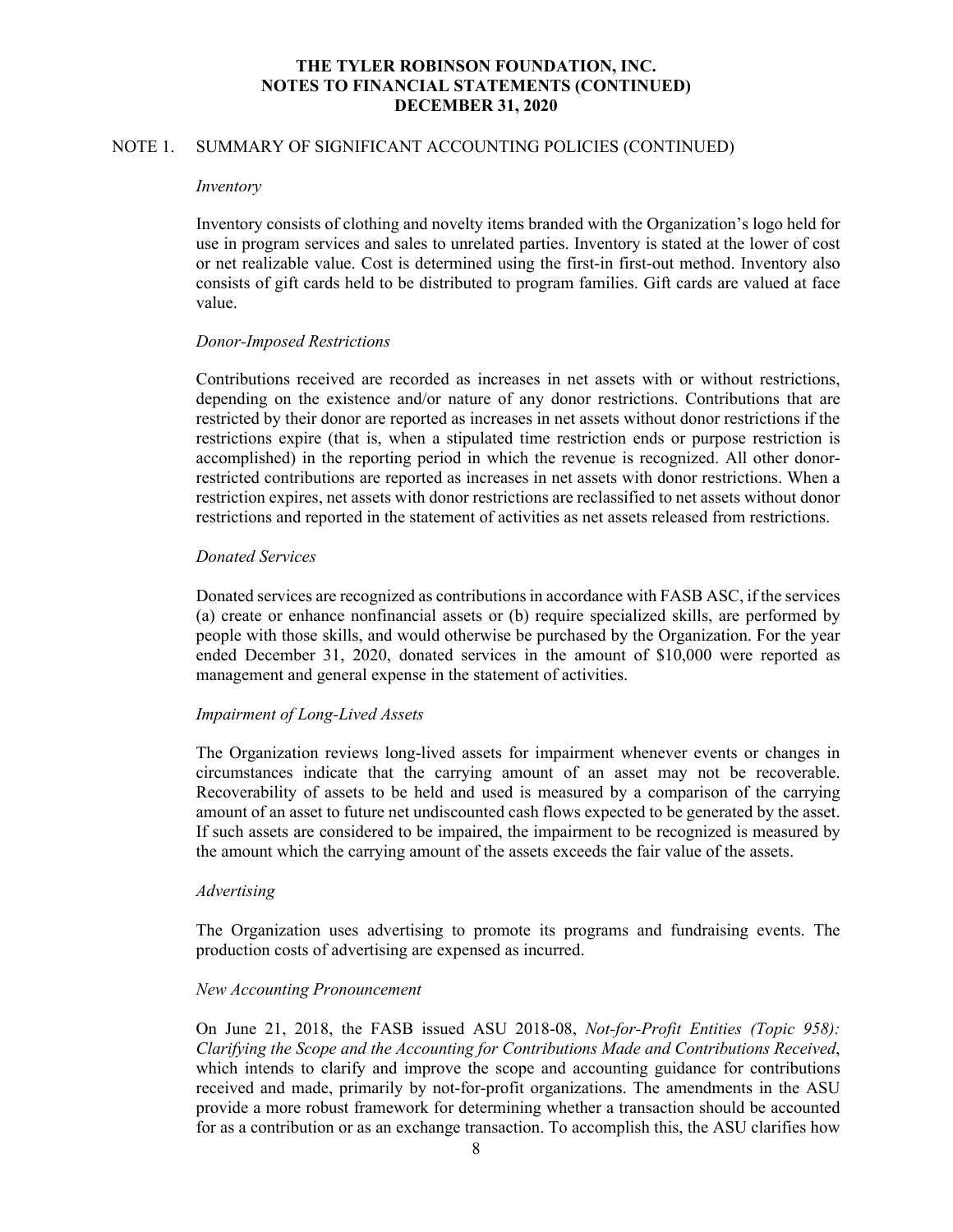## NOTE 1. SUMMARY OF SIGNIFICANT ACCOUNTING POLICIES (CONTINUED)

*Inventory*

Inventory consists of clothing and novelty items branded with the Organization's logo held for use in program services and sales to unrelated parties. Inventory is stated at the lower of cost or net realizable value. Cost is determined using the first-in first-out method. Inventory also consists of gift cards held to be distributed to program families. Gift cards are valued at face value.

*Donor-Imposed Restrictions*

Contributions received are recorded as increases in net assets with or without restrictions, depending on the existence and/or nature of any donor restrictions. Contributions that are restricted by their donor are reported as increases in net assets without donor restrictions if the restrictions expire (that is, when a stipulated time restriction ends or purpose restriction is accomplished) in the reporting period in which the revenue is recognized. All other donor-restricted contributions are reported as increases in net assets with donor restrictions. When a restriction expires, net assets with donor restrictions are reclassified to net assets without donor restrictions and reported in the statement of activities as net assets released from restrictions.

*Donated Services*

Donated services are recognized as contributions in accordance with FASB ASC, if the services (a) create or enhance nonfinancial assets or (b) require specialized skills, are performed by people with those skills, and would otherwise be purchased by the Organization. For the year ended December 31, 2020, donated services in the amount of $10,000 were reported as management and general expense in the statement of activities.

*Impairment of Long-Lived Assets*

The Organization reviews long-lived assets for impairment whenever events or changes in circumstances indicate that the carrying amount of an asset may not be recoverable. Recoverability of assets to be held and used is measured by a comparison of the carrying amount of an asset to future net undiscounted cash flows expected to be generated by the asset. If such assets are considered to be impaired, the impairment to be recognized is measured by the amount which the carrying amount of the assets exceeds the fair value of the assets.

*Advertising*

The Organization uses advertising to promote its programs and fundraising events. The production costs of advertising are expensed as incurred.

*New Accounting Pronouncement*

On June 21, 2018, the FASB issued ASU 2018-08, *Not-for-Profit Entities (Topic 958): Clarifying the Scope and the Accounting for Contributions Made and Contributions Received*, which intends to clarify and improve the scope and accounting guidance for contributions received and made, primarily by not-for-profit organizations. The amendments in the ASU provide a more robust framework for determining whether a transaction should be accounted for as a contribution or as an exchange transaction. To accomplish this, the ASU clarifies how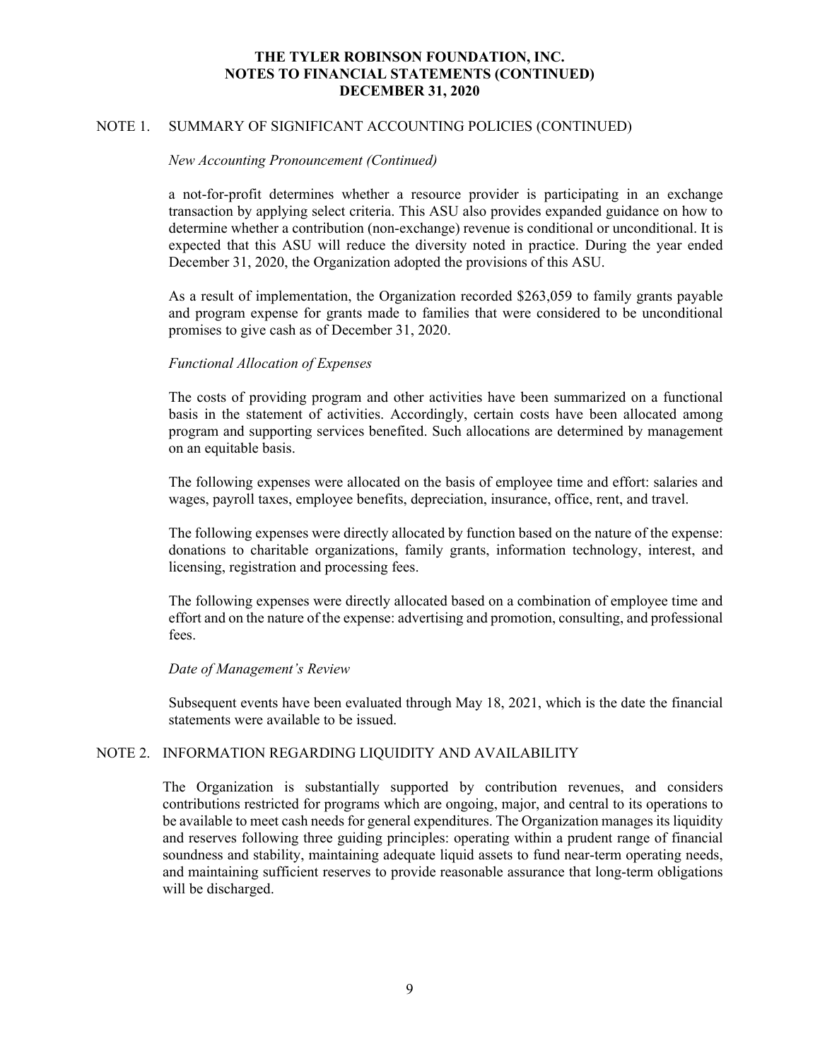## NOTE 1. SUMMARY OF SIGNIFICANT ACCOUNTING POLICIES (CONTINUED)

*New Accounting Pronouncement (Continued)*

a not-for-profit determines whether a resource provider is participating in an exchange transaction by applying select criteria. This ASU also provides expanded guidance on how to determine whether a contribution (non-exchange) revenue is conditional or unconditional. It is expected that this ASU will reduce the diversity noted in practice. During the year ended December 31, 2020, the Organization adopted the provisions of this ASU.

As a result of implementation, the Organization recorded $263,059 to family grants payable and program expense for grants made to families that were considered to be unconditional promises to give cash as of December 31, 2020.

*Functional Allocation of Expenses*

The costs of providing program and other activities have been summarized on a functional basis in the statement of activities. Accordingly, certain costs have been allocated among program and supporting services benefited. Such allocations are determined by management on an equitable basis.

The following expenses were allocated on the basis of employee time and effort: salaries and wages, payroll taxes, employee benefits, depreciation, insurance, office, rent, and travel.

The following expenses were directly allocated by function based on the nature of the expense: donations to charitable organizations, family grants, information technology, interest, and licensing, registration and processing fees.

The following expenses were directly allocated based on a combination of employee time and effort and on the nature of the expense: advertising and promotion, consulting, and professional fees.

*Date of Management's Review*

Subsequent events have been evaluated through May 18, 2021, which is the date the financial statements were available to be issued.

## NOTE 2. INFORMATION REGARDING LIQUIDITY AND AVAILABILITY

The Organization is substantially supported by contribution revenues, and considers contributions restricted for programs which are ongoing, major, and central to its operations to be available to meet cash needs for general expenditures. The Organization manages its liquidity and reserves following three guiding principles: operating within a prudent range of financial soundness and stability, maintaining adequate liquid assets to fund near-term operating needs, and maintaining sufficient reserves to provide reasonable assurance that long-term obligations will be discharged.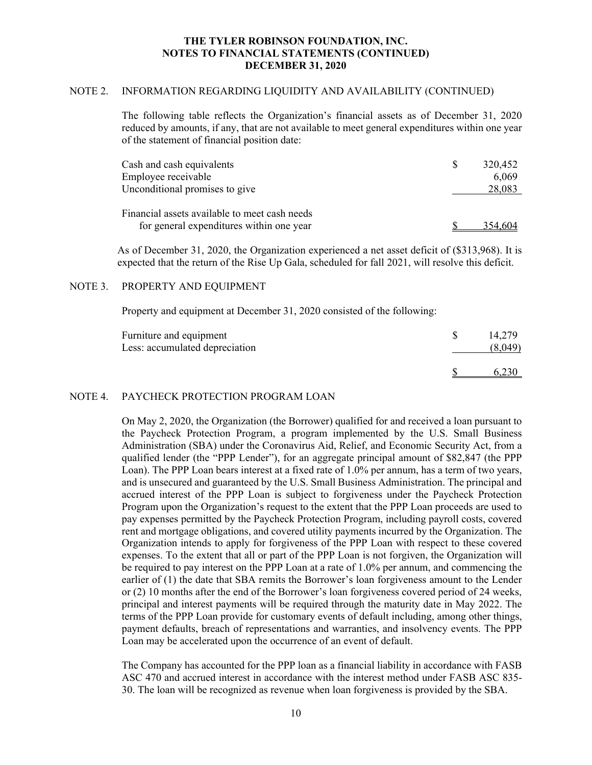## NOTE 2. INFORMATION REGARDING LIQUIDITY AND AVAILABILITY (CONTINUED)

The following table reflects the Organization's financial assets as of December 31, 2020 reduced by amounts, if any, that are not available to meet general expenditures within one year of the statement of financial position date:

| | |
|---|---|
| Cash and cash equivalents | $ 320,452 |
| Employee receivable | 6,069 |
| Unconditional promises to give | 28,083 |
| Financial assets available to meet cash needs for general expenditures within one year | $ 354,604 |

As of December 31, 2020, the Organization experienced a net asset deficit of ($313,968). It is expected that the return of the Rise Up Gala, scheduled for fall 2021, will resolve this deficit.

## NOTE 3. PROPERTY AND EQUIPMENT

Property and equipment at December 31, 2020 consisted of the following:

| | |
|---|---|
| Furniture and equipment | $ 14,279 |
| Less: accumulated depreciation | (8,049) |
| | $ 6,230 |

## NOTE 4. PAYCHECK PROTECTION PROGRAM LOAN

On May 2, 2020, the Organization (the Borrower) qualified for and received a loan pursuant to the Paycheck Protection Program, a program implemented by the U.S. Small Business Administration (SBA) under the Coronavirus Aid, Relief, and Economic Security Act, from a qualified lender (the "PPP Lender"), for an aggregate principal amount of $82,847 (the PPP Loan). The PPP Loan bears interest at a fixed rate of 1.0% per annum, has a term of two years, and is unsecured and guaranteed by the U.S. Small Business Administration. The principal and accrued interest of the PPP Loan is subject to forgiveness under the Paycheck Protection Program upon the Organization's request to the extent that the PPP Loan proceeds are used to pay expenses permitted by the Paycheck Protection Program, including payroll costs, covered rent and mortgage obligations, and covered utility payments incurred by the Organization. The Organization intends to apply for forgiveness of the PPP Loan with respect to these covered expenses. To the extent that all or part of the PPP Loan is not forgiven, the Organization will be required to pay interest on the PPP Loan at a rate of 1.0% per annum, and commencing the earlier of (1) the date that SBA remits the Borrower's loan forgiveness amount to the Lender or (2) 10 months after the end of the Borrower's loan forgiveness covered period of 24 weeks, principal and interest payments will be required through the maturity date in May 2022. The terms of the PPP Loan provide for customary events of default including, among other things, payment defaults, breach of representations and warranties, and insolvency events. The PPP Loan may be accelerated upon the occurrence of an event of default.

The Company has accounted for the PPP loan as a financial liability in accordance with FASB ASC 470 and accrued interest in accordance with the interest method under FASB ASC 835-30. The loan will be recognized as revenue when loan forgiveness is provided by the SBA.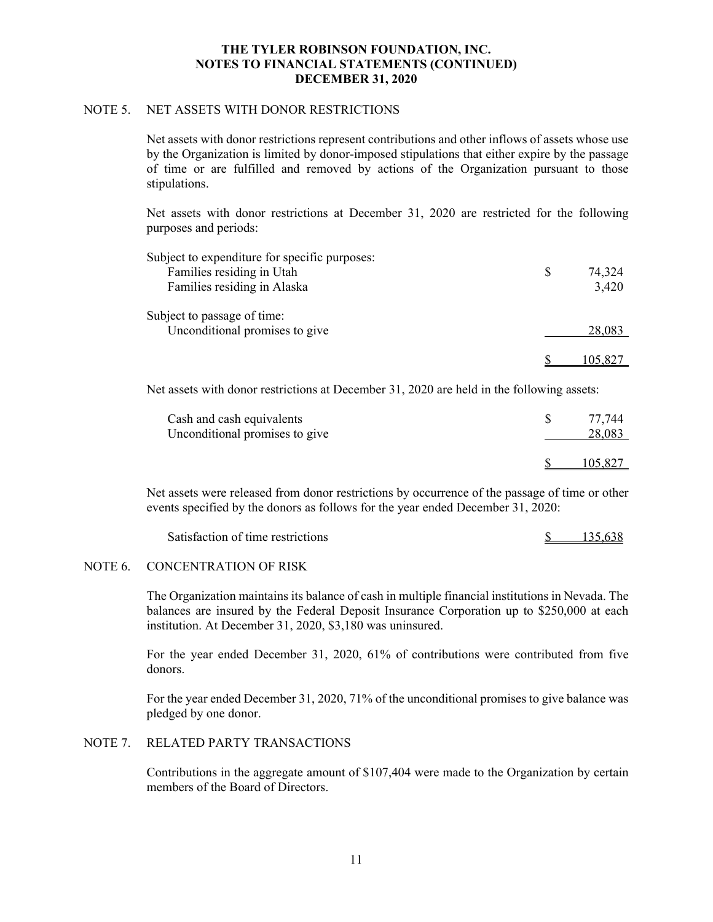# THE TYLER ROBINSON FOUNDATION, INC.
## NOTES TO FINANCIAL STATEMENTS (CONTINUED)
## DECEMBER 31, 2020

### NOTE 5. NET ASSETS WITH DONOR RESTRICTIONS

Net assets with donor restrictions represent contributions and other inflows of assets whose use by the Organization is limited by donor-imposed stipulations that either expire by the passage of time or are fulfilled and removed by actions of the Organization pursuant to those stipulations.

Net assets with donor restrictions at December 31, 2020 are restricted for the following purposes and periods:

| | |
|---|---|
| Subject to expenditure for specific purposes: | |
| Families residing in Utah | $ 74,324 |
| Families residing in Alaska | 3,420 |
| Subject to passage of time: | |
| Unconditional promises to give | 28,083 |
| | $ 105,827 |

Net assets with donor restrictions at December 31, 2020 are held in the following assets:

| | |
|---|---|
| Cash and cash equivalents | $ 77,744 |
| Unconditional promises to give | 28,083 |
| | $ 105,827 |

Net assets were released from donor restrictions by occurrence of the passage of time or other events specified by the donors as follows for the year ended December 31, 2020:

| | |
|---|---|
| Satisfaction of time restrictions | $ 135,638 |

### NOTE 6. CONCENTRATION OF RISK

The Organization maintains its balance of cash in multiple financial institutions in Nevada. The balances are insured by the Federal Deposit Insurance Corporation up to $250,000 at each institution. At December 31, 2020, $3,180 was uninsured.

For the year ended December 31, 2020, 61% of contributions were contributed from five donors.

For the year ended December 31, 2020, 71% of the unconditional promises to give balance was pledged by one donor.

### NOTE 7. RELATED PARTY TRANSACTIONS

Contributions in the aggregate amount of $107,404 were made to the Organization by certain members of the Board of Directors.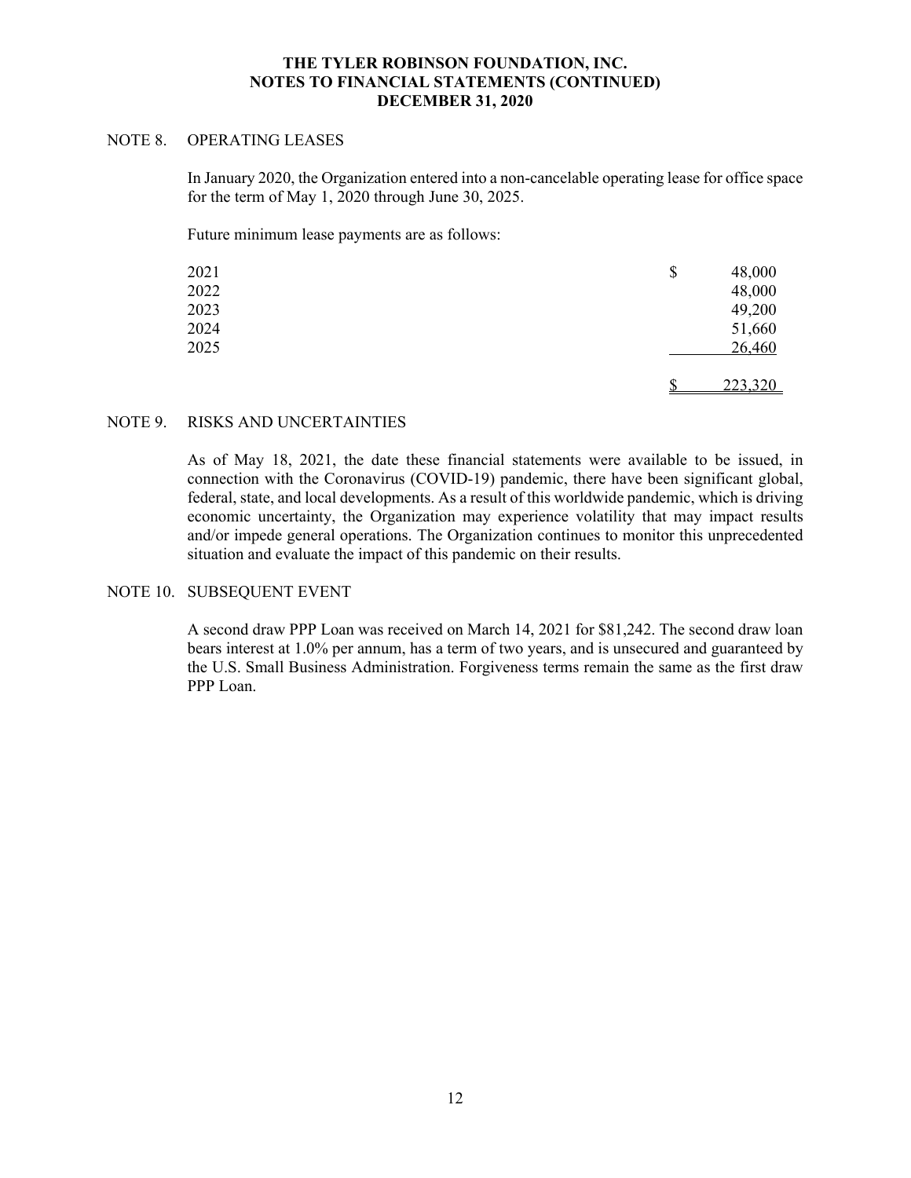**THE TYLER ROBINSON FOUNDATION, INC.**
**NOTES TO FINANCIAL STATEMENTS (CONTINUED)**
**DECEMBER 31, 2020**

NOTE 8. OPERATING LEASES

In January 2020, the Organization entered into a non-cancelable operating lease for office space for the term of May 1, 2020 through June 30, 2025.

Future minimum lease payments are as follows:

| | |
|---|---|
| 2021 | $ 48,000 |
| 2022 | 48,000 |
| 2023 | 49,200 |
| 2024 | 51,660 |
| 2025 | 26,460 |
| | $ 223,320 |

NOTE 9. RISKS AND UNCERTAINTIES

As of May 18, 2021, the date these financial statements were available to be issued, in connection with the Coronavirus (COVID-19) pandemic, there have been significant global, federal, state, and local developments. As a result of this worldwide pandemic, which is driving economic uncertainty, the Organization may experience volatility that may impact results and/or impede general operations. The Organization continues to monitor this unprecedented situation and evaluate the impact of this pandemic on their results.

NOTE 10. SUBSEQUENT EVENT

A second draw PPP Loan was received on March 14, 2021 for $81,242. The second draw loan bears interest at 1.0% per annum, has a term of two years, and is unsecured and guaranteed by the U.S. Small Business Administration. Forgiveness terms remain the same as the first draw PPP Loan.